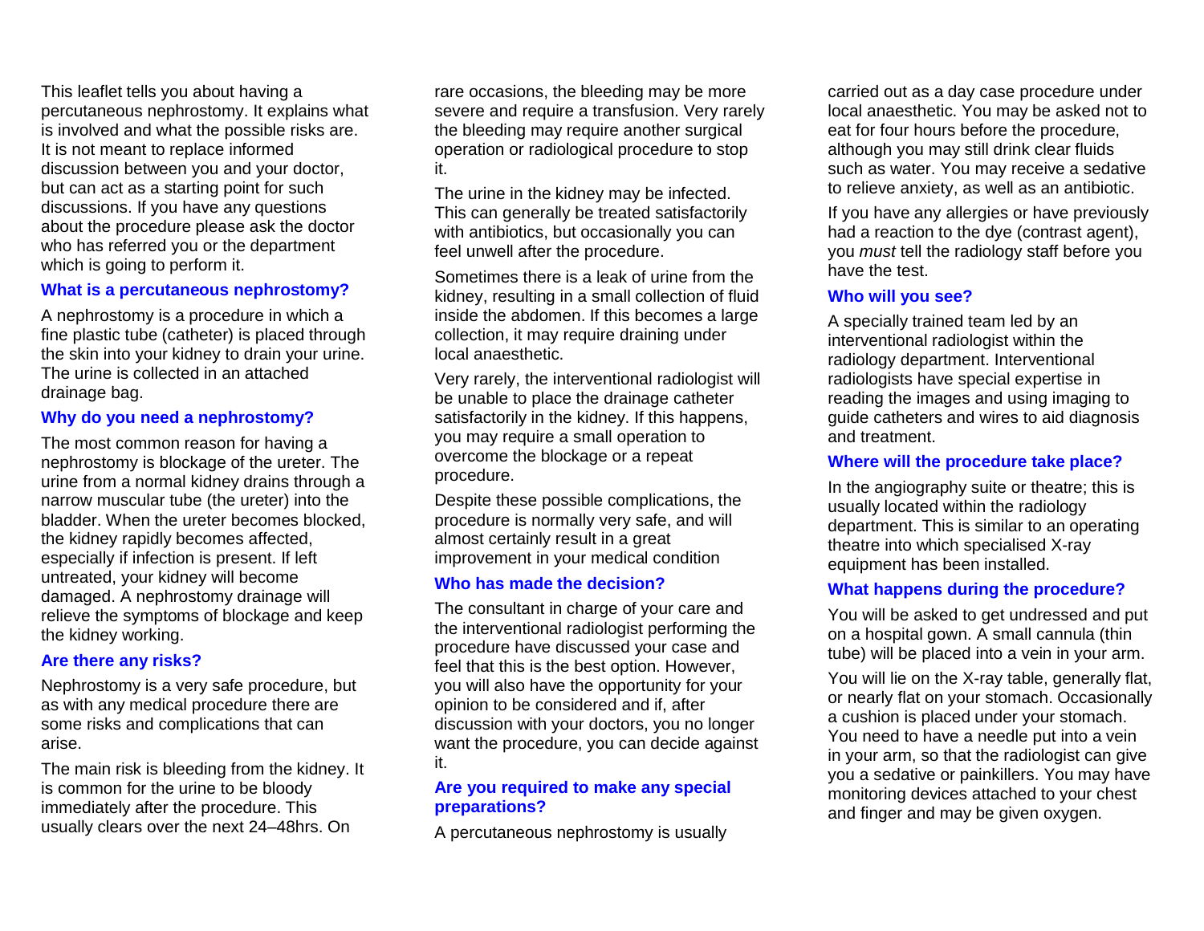This leaflet tells you about having a percutaneous nephrostomy. It explains what is involved and what the possible risks are. It is not meant to replace informed discussion between you and your doctor, but can act as a starting point for such discussions. If you have any questions about the procedure please ask the doctor who has referred you or the department which is going to perform it.

## What is a percutaneous nephrostomy?

A nephrostomy is a procedure in which a fine plastic tube (catheter) is placed through the skin into your kidney to drain your urine. The urine is collected in an attached drainage bag.

## Why do you need a nephrostomy?

The most common reason for having a nephrostomy is blockage of the ureter. The urine from a normal kidney drains through a narrow muscular tube (the ureter) into the bladder. When the ureter becomes blocked, the kidney rapidly becomes affected, especially if infection is present. If left untreated, your kidney will become damaged. A nephrostomy drainage will relieve the symptoms of blockage and keep the kidney working.

## Are there any risks?

Nephrostomy is a very safe procedure, but as with any medical procedure there are some risks and complications that can arise.

The main risk is bleeding from the kidney. It is common for the urine to be bloody immediately after the procedure. This usually clears over the next 24–48hrs. On rare occasions, the bleeding may be more severe and require a transfusion. Very rarely the bleeding may require another surgical operation or radiological procedure to stop it.

The urine in the kidney may be infected. This can generally be treated satisfactorily with antibiotics, but occasionally you can feel unwell after the procedure.

Sometimes there is a leak of urine from the kidney, resulting in a small collection of fluid inside the abdomen. If this becomes a large collection, it may require draining under local anaesthetic.

Very rarely, the interventional radiologist will be unable to place the drainage catheter satisfactorily in the kidney. If this happens, you may require a small operation to overcome the blockage or a repeat procedure.

Despite these possible complications, the procedure is normally very safe, and will almost certainly result in a great improvement in your medical condition

## Who has made the decision?

The consultant in charge of your care and the interventional radiologist performing the procedure have discussed your case and feel that this is the best option. However, you will also have the opportunity for your opinion to be considered and if, after discussion with your doctors, you no longer want the procedure, you can decide against it.

## Are you required to make any special preparations?

A percutaneous nephrostomy is usually carried out as a day case procedure under local anaesthetic. You may be asked not to eat for four hours before the procedure, although you may still drink clear fluids such as water. You may receive a sedative to relieve anxiety, as well as an antibiotic.

If you have any allergies or have previously had a reaction to the dye (contrast agent), you *must* tell the radiology staff before you have the test.

## Who will you see?

A specially trained team led by an interventional radiologist within the radiology department. Interventional radiologists have special expertise in reading the images and using imaging to guide catheters and wires to aid diagnosis and treatment.

## Where will the procedure take place?

In the angiography suite or theatre; this is usually located within the radiology department. This is similar to an operating theatre into which specialised X-ray equipment has been installed.

## What happens during the procedure?

You will be asked to get undressed and put on a hospital gown. A small cannula (thin tube) will be placed into a vein in your arm.

You will lie on the X-ray table, generally flat, or nearly flat on your stomach. Occasionally a cushion is placed under your stomach. You need to have a needle put into a vein in your arm, so that the radiologist can give you a sedative or painkillers. You may have monitoring devices attached to your chest and finger and may be given oxygen.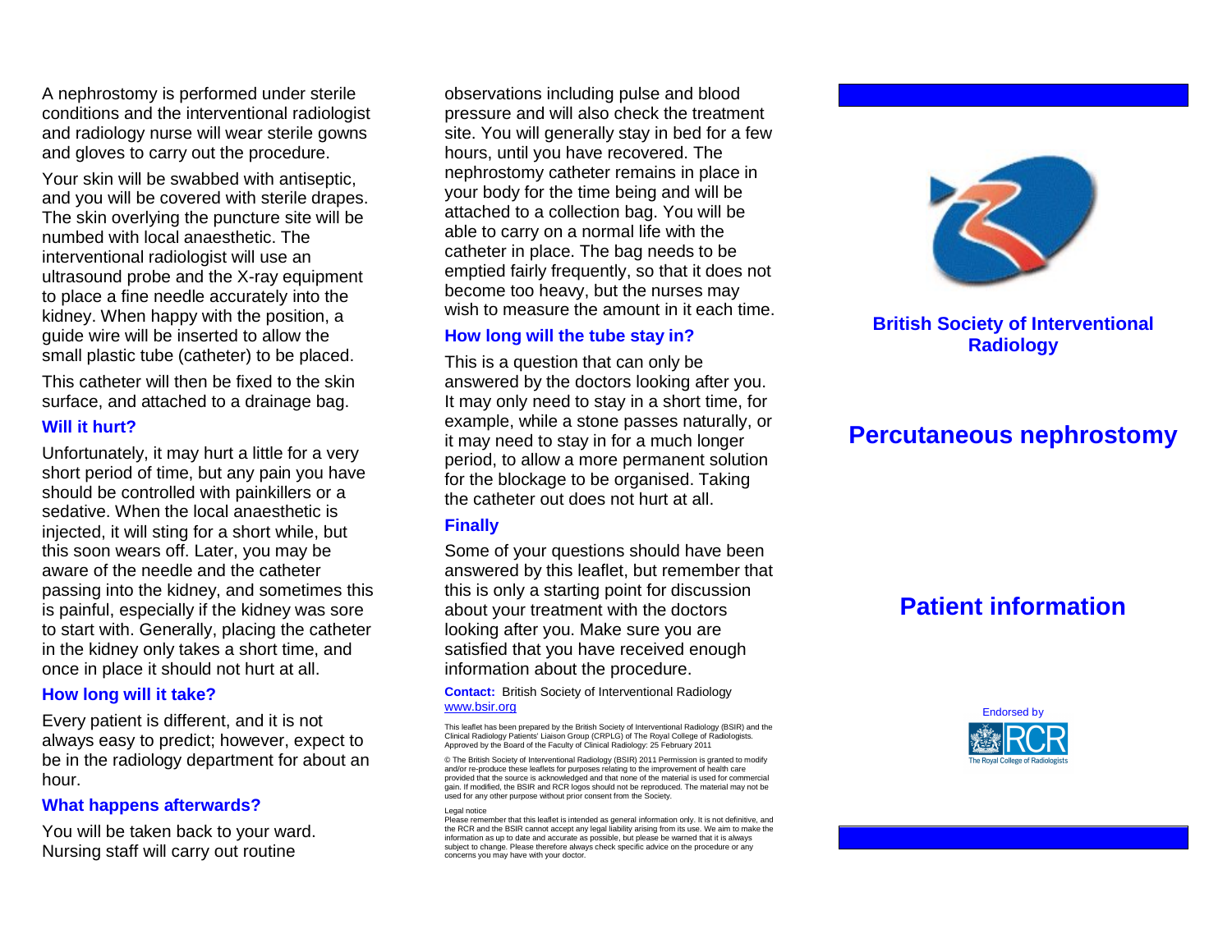A nephrostomy is performed under sterile conditions and the interventional radiologist and radiology nurse will wear sterile gowns and gloves to carry out the procedure.

Your skin will be swabbed with antiseptic, and you will be covered with sterile drapes. The skin overlying the puncture site will be numbed with local anaesthetic. The interventional radiologist will use an ultrasound probe and the X-ray equipment to place a fine needle accurately into the kidney. When happy with the position, a guide wire will be inserted to allow the small plastic tube (catheter) to be placed.

This catheter will then be fixed to the skin surface, and attached to a drainage bag.

### Will it hurt?

Unfortunately, it may hurt a little for a very short period of time, but any pain you have should be controlled with painkillers or a sedative. When the local anaesthetic is injected, it will sting for a short while, but this soon wears off. Later, you may be aware of the needle and the catheter passing into the kidney, and sometimes this is painful, especially if the kidney was sore to start with. Generally, placing the catheter in the kidney only takes a short time, and once in place it should not hurt at all.

### How long will it take?

Every patient is different, and it is not always easy to predict; however, expect to be in the radiology department for about an hour.

### What happens afterwards?

You will be taken back to your ward. Nursing staff will carry out routine observations including pulse and blood pressure and will also check the treatment site. You will generally stay in bed for a few hours, until you have recovered. The nephrostomy catheter remains in place in your body for the time being and will be attached to a collection bag. You will be able to carry on a normal life with the catheter in place. The bag needs to be emptied fairly frequently, so that it does not become too heavy, but the nurses may wish to measure the amount in it each time.

### How long will the tube stay in?

This is a question that can only be answered by the doctors looking after you. It may only need to stay in a short time, for example, while a stone passes naturally, or it may need to stay in for a much longer period, to allow a more permanent solution for the blockage to be organised. Taking the catheter out does not hurt at all.

### Finally

Some of your questions should have been answered by this leaflet, but remember that this is only a starting point for discussion about your treatment with the doctors looking after you. Make sure you are satisfied that you have received enough information about the procedure.

**Contact:** British Society of Interventional Radiology
www.bsir.org

This leaflet has been prepared by the British Society of Interventional Radiology (BSIR) and the Clinical Radiology Patients' Liaison Group (CRPLG) of The Royal College of Radiologists. Approved by the Board of the Faculty of Clinical Radiology: 25 February 2011

© The British Society of Interventional Radiology (BSIR) 2011 Permission is granted to modify and/or re-produce these leaflets for purposes relating to the improvement of health care provided that the source is acknowledged and that none of the material is used for commercial gain. If modified, the BSIR and RCR logos should not be reproduced. The material may not be used for any other purpose without prior consent from the Society.

Legal notice
Please remember that this leaflet is intended as general information only. It is not definitive, and the RCR and the BSIR cannot accept any legal liability arising from its use. We aim to make the information as up to date and accurate as possible, but please be warned that it is always subject to change. Please therefore always check specific advice on the procedure or any concerns you may have with your doctor.

**British Society of Interventional Radiology**

# Percutaneous nephrostomy

# Patient information

Endorsed by

The Royal College of Radiologists